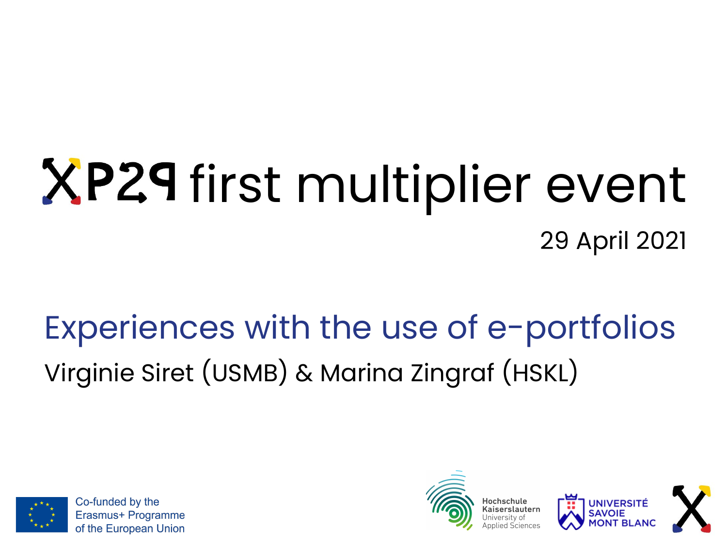# XP29 first multiplier event

29 April 2021

## Experiences with the use of e-portfolios

Virginie Siret (USMB) & Marina Zingraf (HSKL)

Co-funded by the Erasmus+ Programme of the European Union

Hochschule Kaiserslautern University of Applied Sciences

UNIVERSITÉ SAVOIE MONT BLANC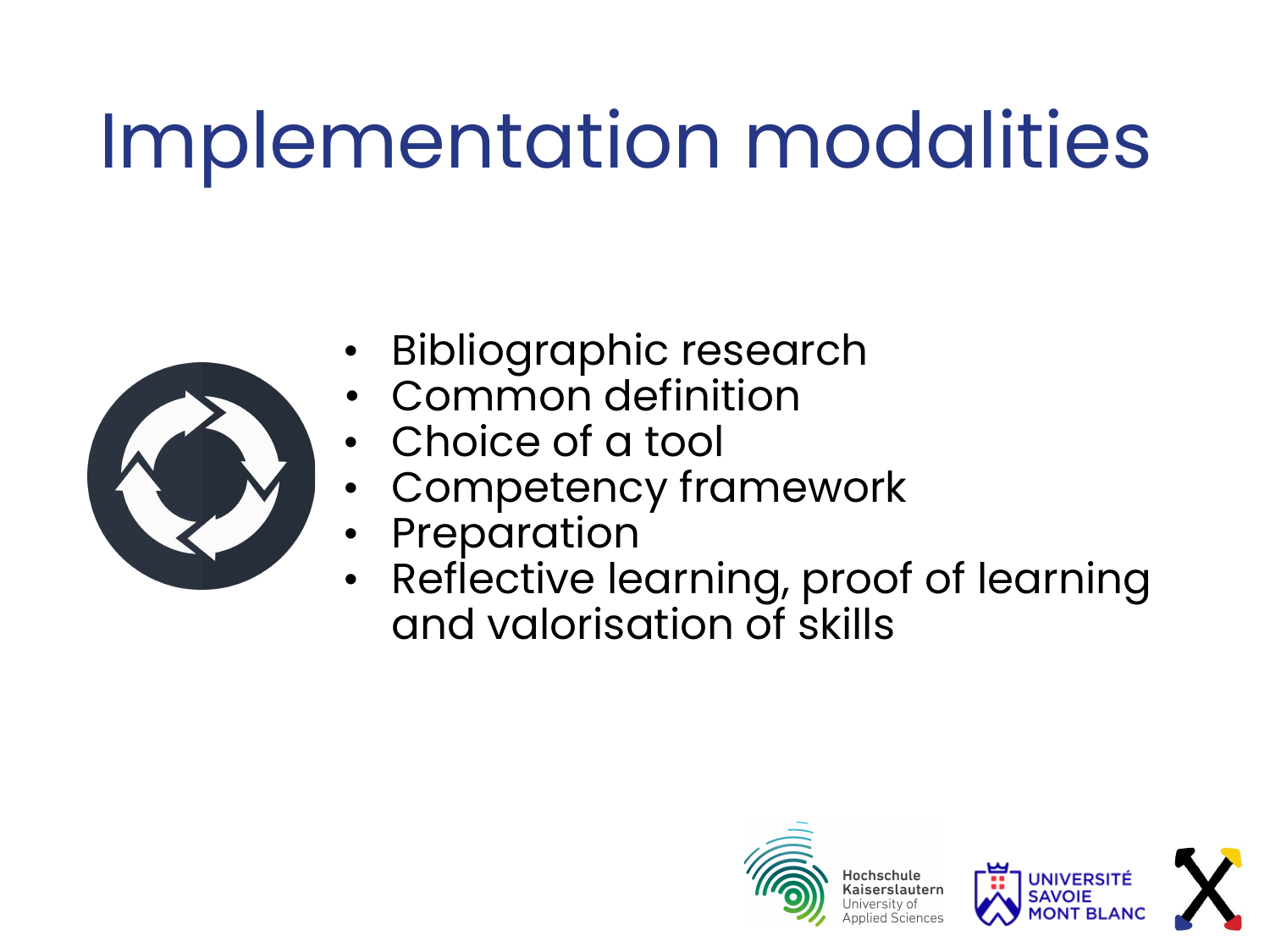# Implementation modalities

- Bibliographic research
- Common definition
- Choice of a tool
- Competency framework
- Preparation
- Reflective learning, proof of learning and valorisation of skills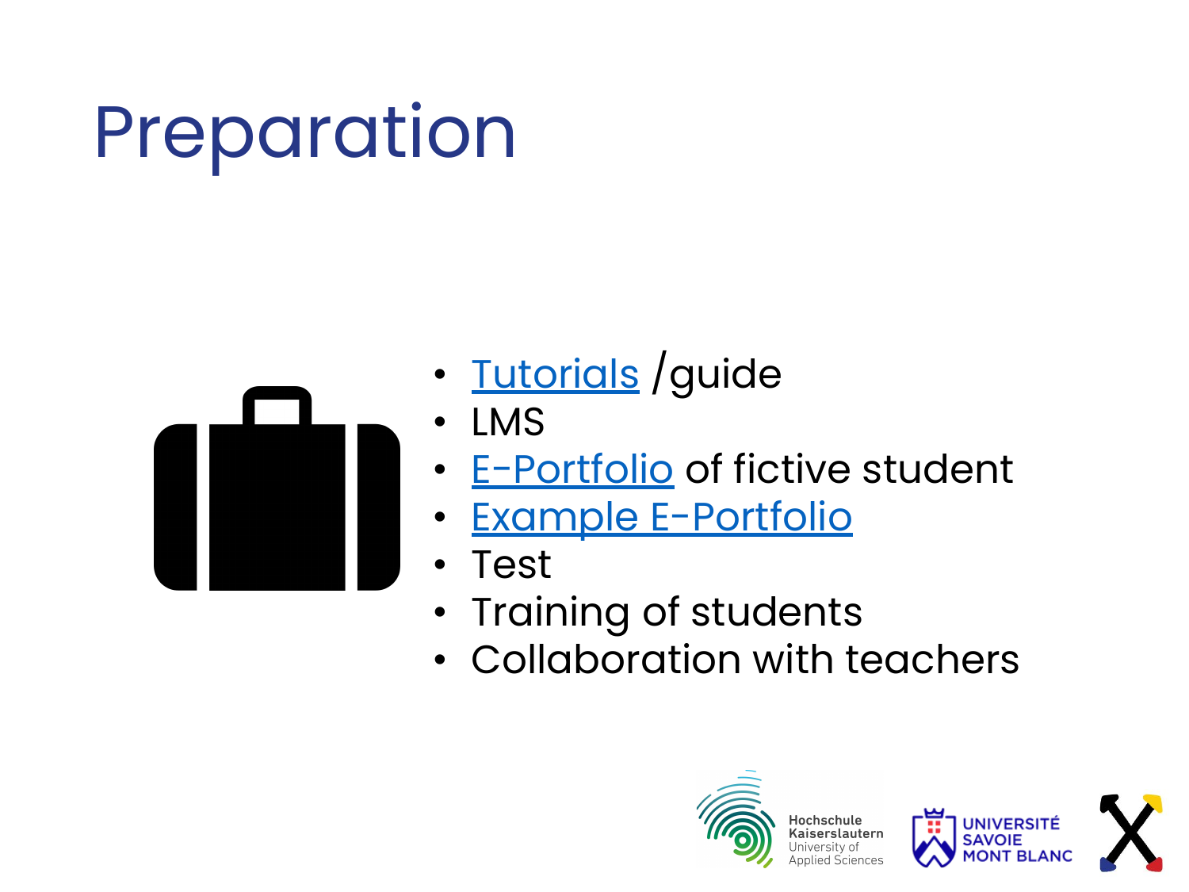# Preparation

- Tutorials /guide
- LMS
- E-Portfolio of fictive student
- Example E-Portfolio
- Test
- Training of students
- Collaboration with teachers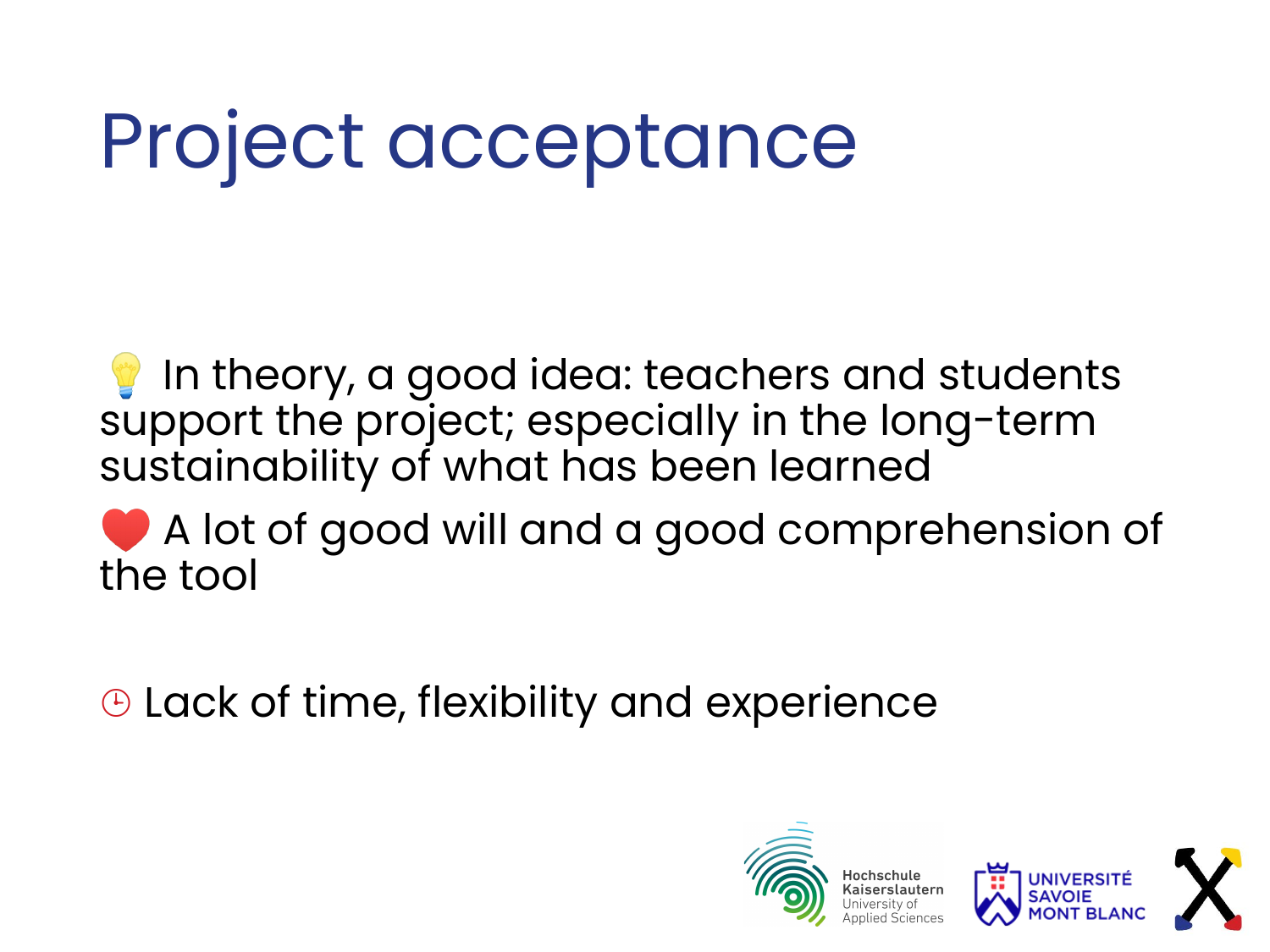# Project acceptance

💡 In theory, a good idea: teachers and students support the project; especially in the long-term sustainability of what has been learned

❤️ A lot of good will and a good comprehension of the tool

🕒 Lack of time, flexibility and experience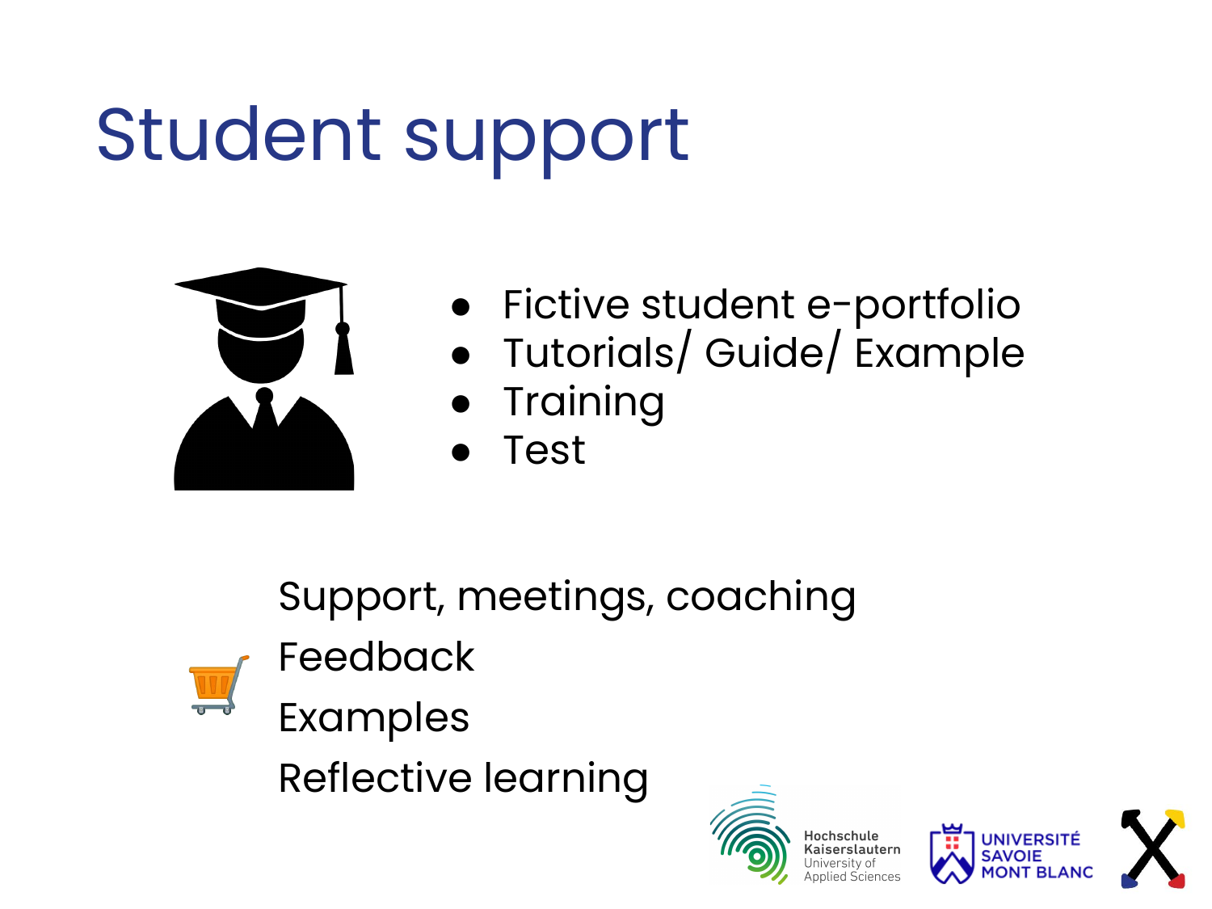# Student support

- Fictive student e-portfolio
- Tutorials/ Guide/ Example
- Training
- Test

Support, meetings, coaching

Feedback

Examples

Reflective learning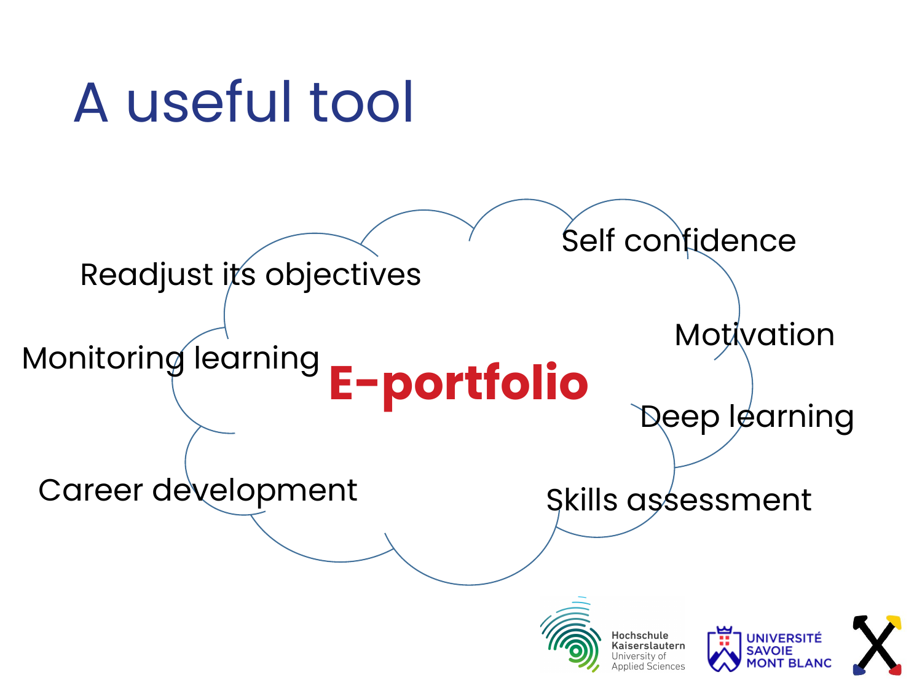# A useful tool

**E-portfolio**

- Readjust its objectives
- Monitoring learning
- Career development
- Self confidence
- Motivation
- Deep learning
- Skills assessment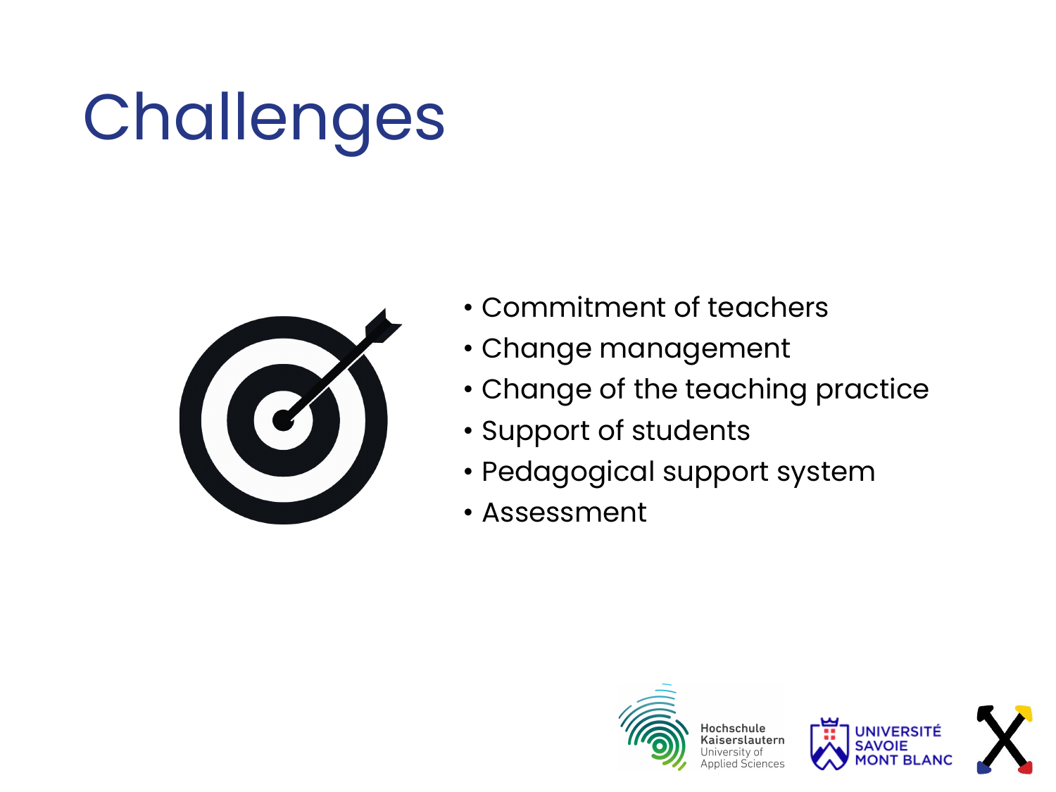# Challenges

- Commitment of teachers
- Change management
- Change of the teaching practice
- Support of students
- Pedagogical support system
- Assessment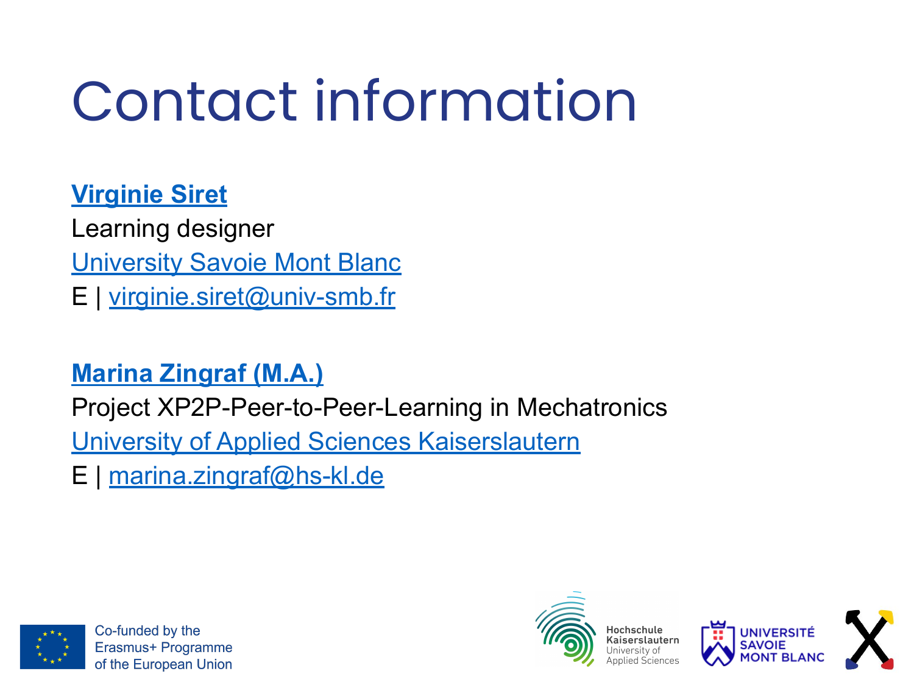# Contact information

**Virginie Siret**

Learning designer

University Savoie Mont Blanc

E | virginie.siret@univ-smb.fr

**Marina Zingraf (M.A.)**

Project XP2P-Peer-to-Peer-Learning in Mechatronics

University of Applied Sciences Kaiserslautern

E | marina.zingraf@hs-kl.de

Co-funded by the Erasmus+ Programme of the European Union

Hochschule Kaiserslautern University of Applied Sciences

UNIVERSITÉ SAVOIE MONT BLANC